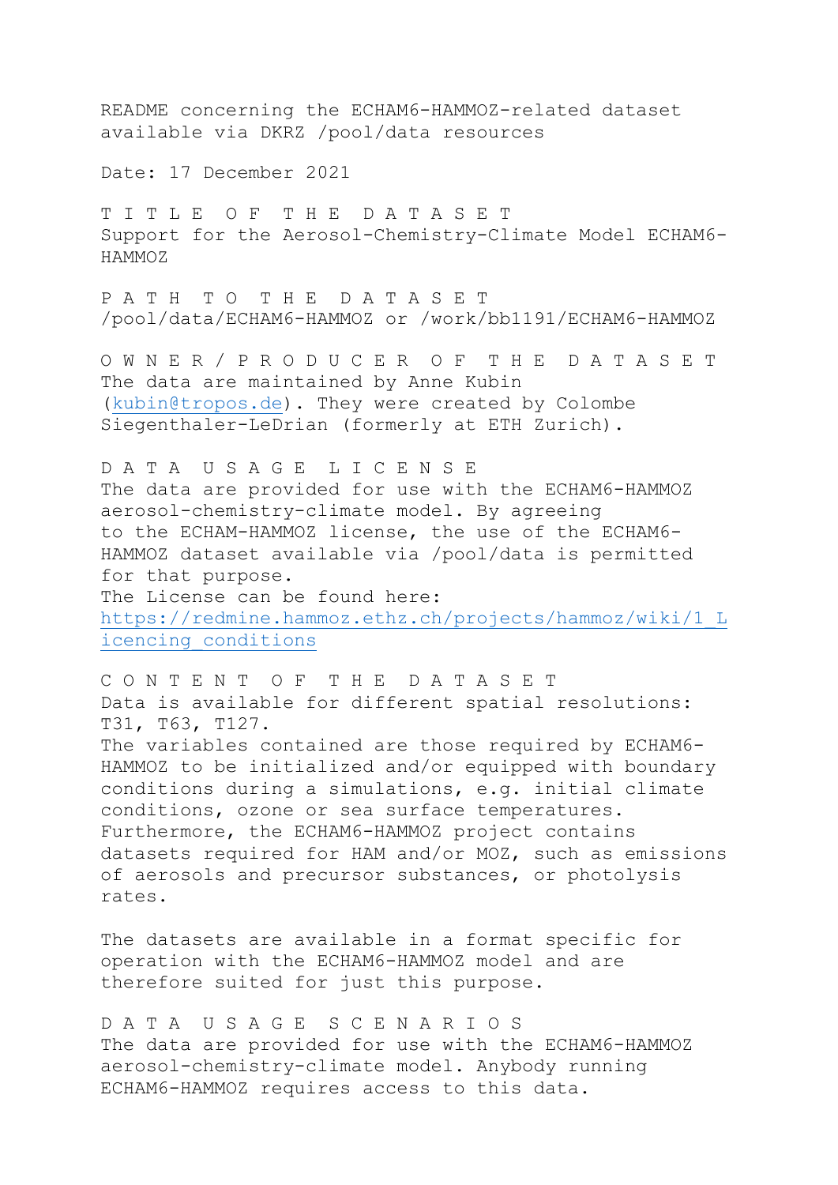README concerning the ECHAM6-HAMMOZ-related dataset available via DKRZ /pool/data resources

Date: 17 December 2021

## T I T L E O F T H E D A T A S E T

Support for the Aerosol-Chemistry-Climate Model ECHAM6-HAMMOZ

## P A T H T O T H E D A T A S E T

/pool/data/ECHAM6-HAMMOZ or /work/bb1191/ECHAM6-HAMMOZ

## O W N E R / P R O D U C E R O F T H E D A T A S E T

The data are maintained by Anne Kubin (kubin@tropos.de). They were created by Colombe Siegenthaler-LeDrian (formerly at ETH Zurich).

## D A T A U S A G E L I C E N S E

The data are provided for use with the ECHAM6-HAMMOZ aerosol-chemistry-climate model. By agreeing to the ECHAM-HAMMOZ license, the use of the ECHAM6-HAMMOZ dataset available via /pool/data is permitted for that purpose.
The License can be found here: https://redmine.hammoz.ethz.ch/projects/hammoz/wiki/1_Licencing_conditions

## C O N T E N T O F T H E D A T A S E T

Data is available for different spatial resolutions: T31, T63, T127.
The variables contained are those required by ECHAM6-HAMMOZ to be initialized and/or equipped with boundary conditions during a simulations, e.g. initial climate conditions, ozone or sea surface temperatures. Furthermore, the ECHAM6-HAMMOZ project contains datasets required for HAM and/or MOZ, such as emissions of aerosols and precursor substances, or photolysis rates.

The datasets are available in a format specific for operation with the ECHAM6-HAMMOZ model and are therefore suited for just this purpose.

## D A T A U S A G E S C E N A R I O S

The data are provided for use with the ECHAM6-HAMMOZ aerosol-chemistry-climate model. Anybody running ECHAM6-HAMMOZ requires access to this data.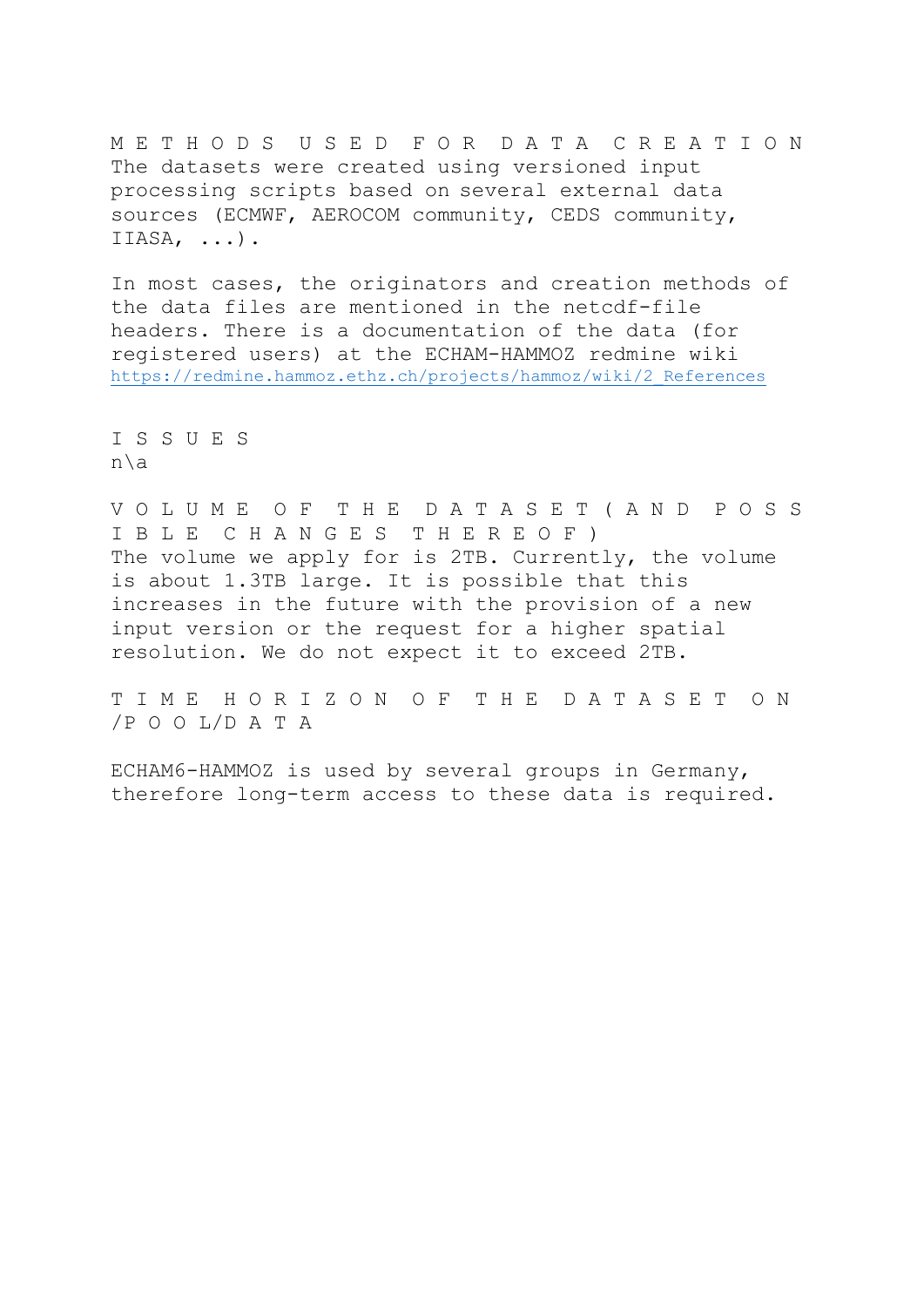## METHODS USED FOR DATA CREATION

The datasets were created using versioned input processing scripts based on several external data sources (ECMWF, AEROCOM community, CEDS community, IIASA, ...).

In most cases, the originators and creation methods of the data files are mentioned in the netcdf-file headers. There is a documentation of the data (for registered users) at the ECHAM-HAMMOZ redmine wiki https://redmine.hammoz.ethz.ch/projects/hammoz/wiki/2_References

## ISSUES

n\a

## VOLUME OF THE DATASET (AND POSSIBLE CHANGES THEREOF)

The volume we apply for is 2TB. Currently, the volume is about 1.3TB large. It is possible that this increases in the future with the provision of a new input version or the request for a higher spatial resolution. We do not expect it to exceed 2TB.

## TIME HORIZON OF THE DATASET ON /POOL/DATA

ECHAM6-HAMMOZ is used by several groups in Germany, therefore long-term access to these data is required.